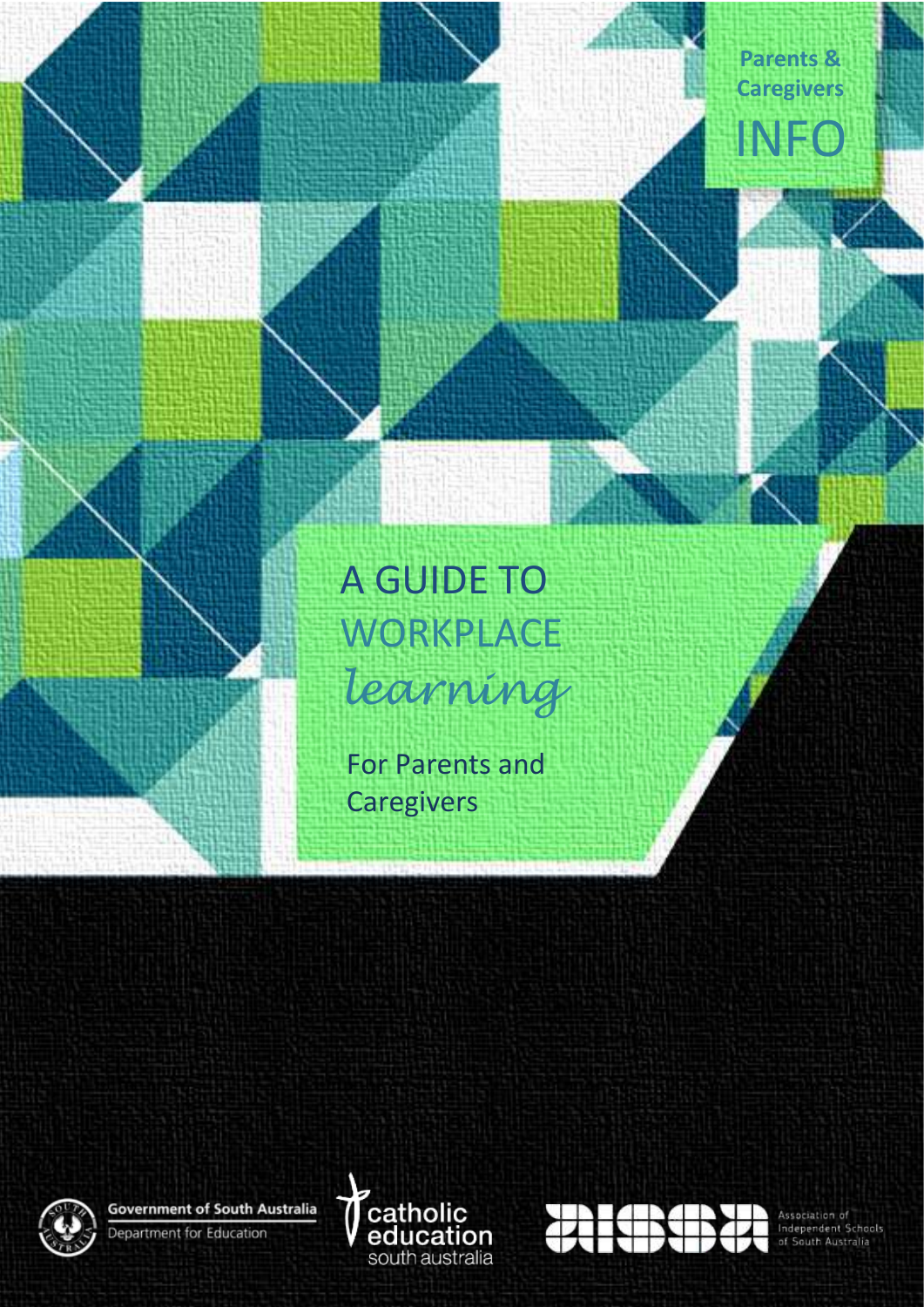Parents & Caregivers

INFO

# A GUIDE TO WORKPLACE *learning*

For Parents and Caregivers

Government of South Australia
Department for Education

catholic education south australia

Association of Independent Schools of South Australia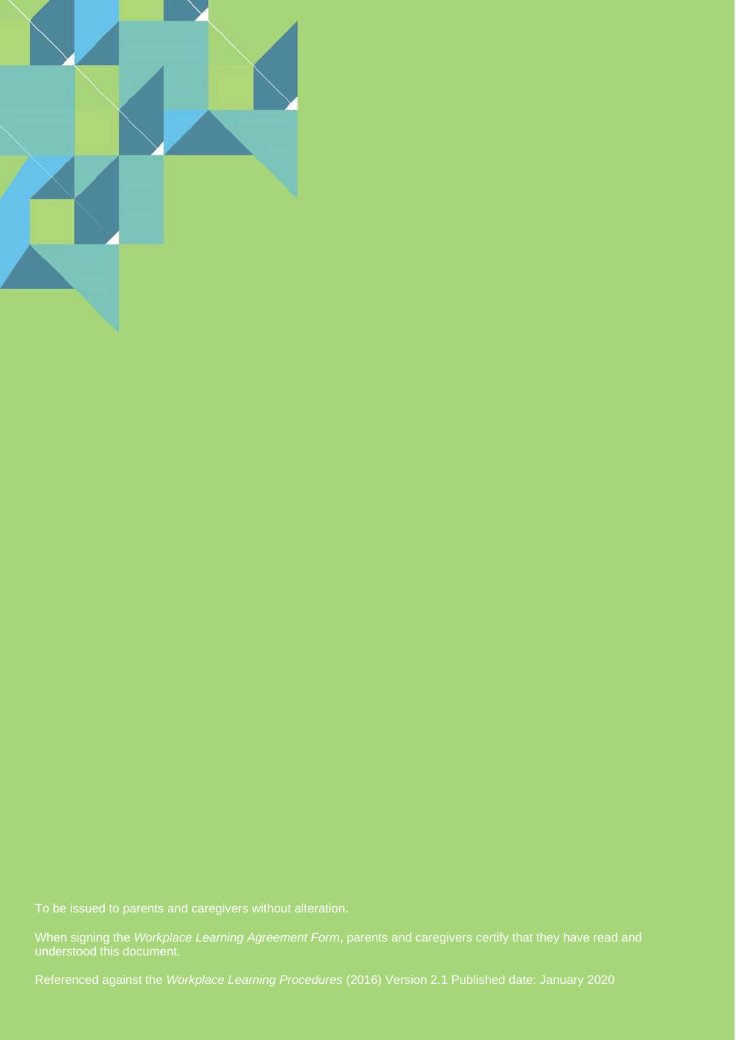To be issued to parents and caregivers without alteration.

When signing the *Workplace Learning Agreement Form*, parents and caregivers certify that they have read and understood this document.

Referenced against the *Workplace Learning Procedures* (2016) Version 2.1 Published date: January 2020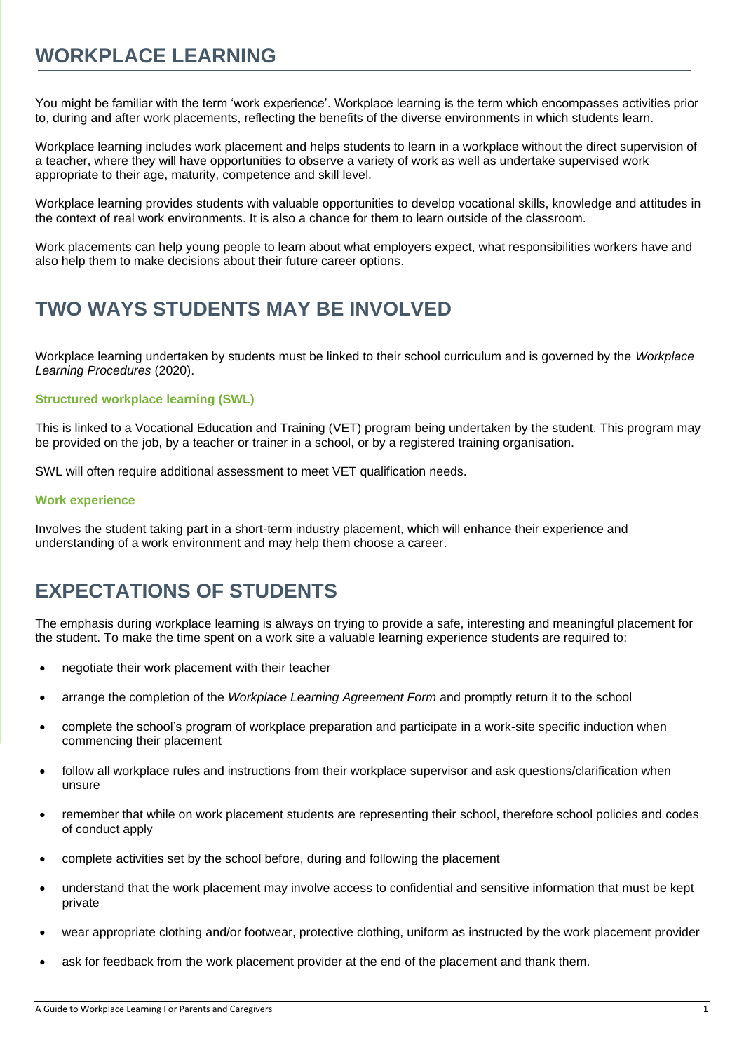# WORKPLACE LEARNING

You might be familiar with the term 'work experience'. Workplace learning is the term which encompasses activities prior to, during and after work placements, reflecting the benefits of the diverse environments in which students learn.

Workplace learning includes work placement and helps students to learn in a workplace without the direct supervision of a teacher, where they will have opportunities to observe a variety of work as well as undertake supervised work appropriate to their age, maturity, competence and skill level.

Workplace learning provides students with valuable opportunities to develop vocational skills, knowledge and attitudes in the context of real work environments. It is also a chance for them to learn outside of the classroom.

Work placements can help young people to learn about what employers expect, what responsibilities workers have and also help them to make decisions about their future career options.

# TWO WAYS STUDENTS MAY BE INVOLVED

Workplace learning undertaken by students must be linked to their school curriculum and is governed by the *Workplace Learning Procedures* (2020).

### Structured workplace learning (SWL)

This is linked to a Vocational Education and Training (VET) program being undertaken by the student. This program may be provided on the job, by a teacher or trainer in a school, or by a registered training organisation.

SWL will often require additional assessment to meet VET qualification needs.

### Work experience

Involves the student taking part in a short-term industry placement, which will enhance their experience and understanding of a work environment and may help them choose a career.

# EXPECTATIONS OF STUDENTS

The emphasis during workplace learning is always on trying to provide a safe, interesting and meaningful placement for the student. To make the time spent on a work site a valuable learning experience students are required to:

- negotiate their work placement with their teacher
- arrange the completion of the *Workplace Learning Agreement Form* and promptly return it to the school
- complete the school's program of workplace preparation and participate in a work-site specific induction when commencing their placement
- follow all workplace rules and instructions from their workplace supervisor and ask questions/clarification when unsure
- remember that while on work placement students are representing their school, therefore school policies and codes of conduct apply
- complete activities set by the school before, during and following the placement
- understand that the work placement may involve access to confidential and sensitive information that must be kept private
- wear appropriate clothing and/or footwear, protective clothing, uniform as instructed by the work placement provider
- ask for feedback from the work placement provider at the end of the placement and thank them.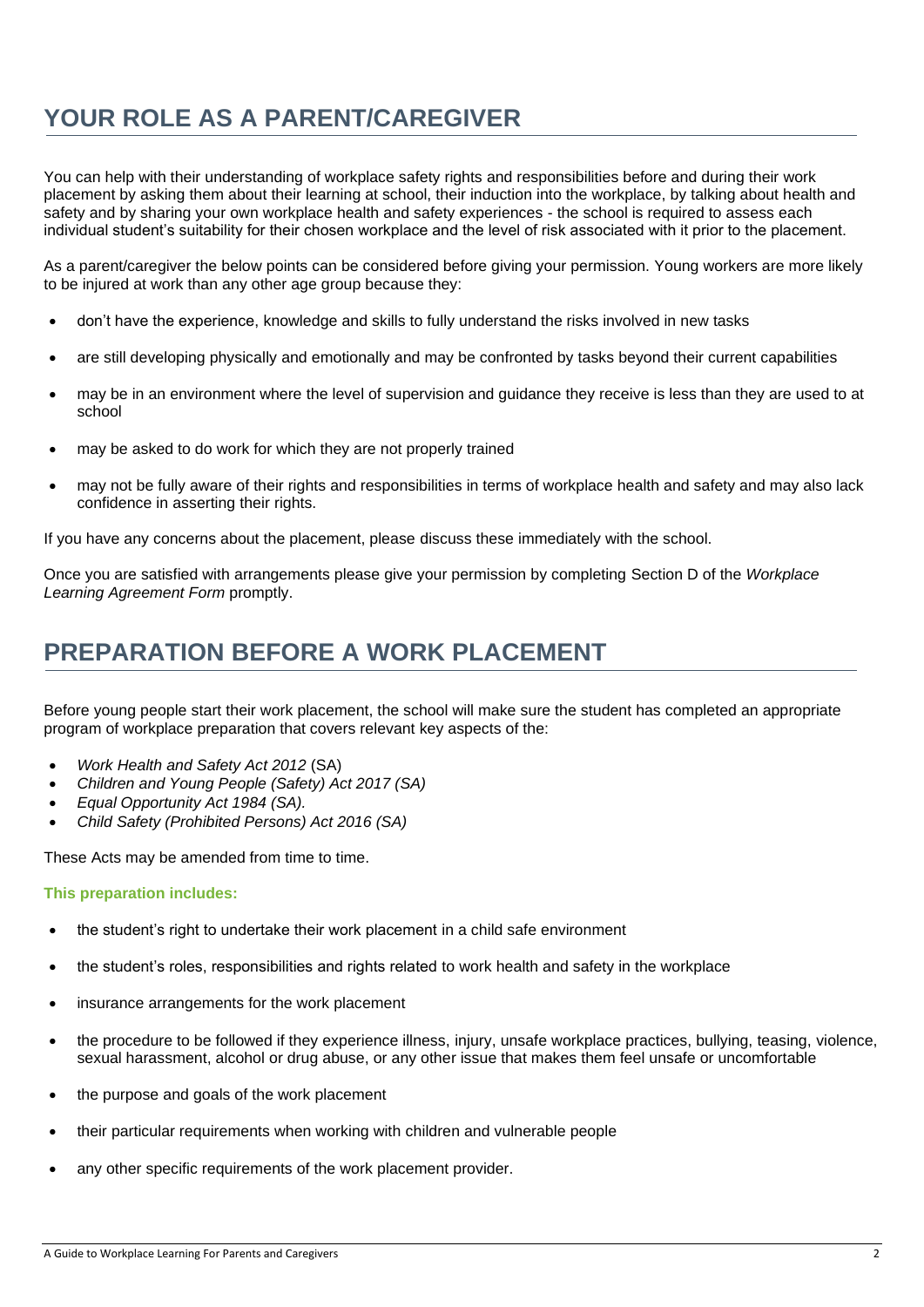## YOUR ROLE AS A PARENT/CAREGIVER

You can help with their understanding of workplace safety rights and responsibilities before and during their work placement by asking them about their learning at school, their induction into the workplace, by talking about health and safety and by sharing your own workplace health and safety experiences - the school is required to assess each individual student's suitability for their chosen workplace and the level of risk associated with it prior to the placement.

As a parent/caregiver the below points can be considered before giving your permission. Young workers are more likely to be injured at work than any other age group because they:

- don't have the experience, knowledge and skills to fully understand the risks involved in new tasks
- are still developing physically and emotionally and may be confronted by tasks beyond their current capabilities
- may be in an environment where the level of supervision and guidance they receive is less than they are used to at school
- may be asked to do work for which they are not properly trained
- may not be fully aware of their rights and responsibilities in terms of workplace health and safety and may also lack confidence in asserting their rights.

If you have any concerns about the placement, please discuss these immediately with the school.

Once you are satisfied with arrangements please give your permission by completing Section D of the *Workplace Learning Agreement Form* promptly.

## PREPARATION BEFORE A WORK PLACEMENT

Before young people start their work placement, the school will make sure the student has completed an appropriate program of workplace preparation that covers relevant key aspects of the:

- *Work Health and Safety Act 2012* (SA)
- *Children and Young People (Safety) Act 2017 (SA)*
- *Equal Opportunity Act 1984 (SA).*
- *Child Safety (Prohibited Persons) Act 2016 (SA)*

These Acts may be amended from time to time.

**This preparation includes:**

- the student's right to undertake their work placement in a child safe environment
- the student's roles, responsibilities and rights related to work health and safety in the workplace
- insurance arrangements for the work placement
- the procedure to be followed if they experience illness, injury, unsafe workplace practices, bullying, teasing, violence, sexual harassment, alcohol or drug abuse, or any other issue that makes them feel unsafe or uncomfortable
- the purpose and goals of the work placement
- their particular requirements when working with children and vulnerable people
- any other specific requirements of the work placement provider.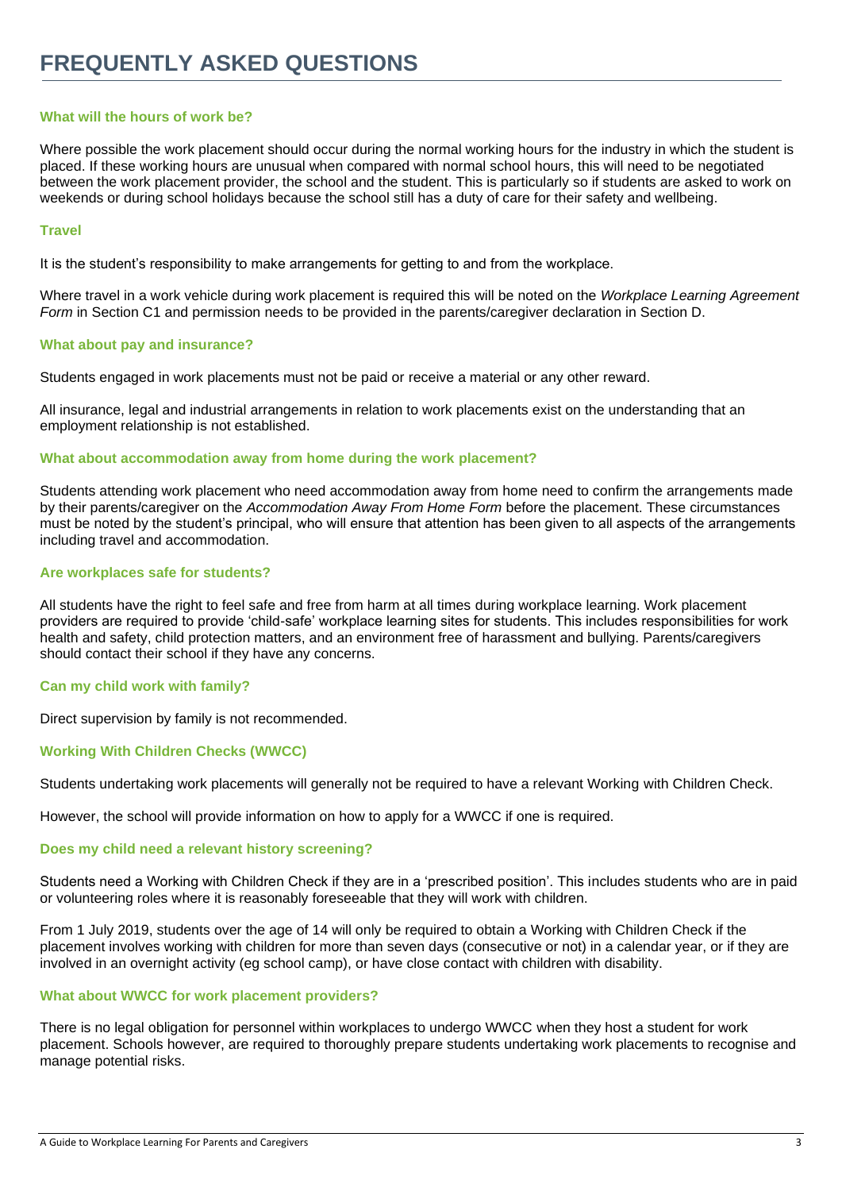# FREQUENTLY ASKED QUESTIONS

### What will the hours of work be?

Where possible the work placement should occur during the normal working hours for the industry in which the student is placed. If these working hours are unusual when compared with normal school hours, this will need to be negotiated between the work placement provider, the school and the student. This is particularly so if students are asked to work on weekends or during school holidays because the school still has a duty of care for their safety and wellbeing.

### Travel

It is the student's responsibility to make arrangements for getting to and from the workplace.

Where travel in a work vehicle during work placement is required this will be noted on the *Workplace Learning Agreement Form* in Section C1 and permission needs to be provided in the parents/caregiver declaration in Section D.

### What about pay and insurance?

Students engaged in work placements must not be paid or receive a material or any other reward.

All insurance, legal and industrial arrangements in relation to work placements exist on the understanding that an employment relationship is not established.

### What about accommodation away from home during the work placement?

Students attending work placement who need accommodation away from home need to confirm the arrangements made by their parents/caregiver on the *Accommodation Away From Home Form* before the placement. These circumstances must be noted by the student's principal, who will ensure that attention has been given to all aspects of the arrangements including travel and accommodation.

### Are workplaces safe for students?

All students have the right to feel safe and free from harm at all times during workplace learning. Work placement providers are required to provide 'child-safe' workplace learning sites for students. This includes responsibilities for work health and safety, child protection matters, and an environment free of harassment and bullying. Parents/caregivers should contact their school if they have any concerns.

### Can my child work with family?

Direct supervision by family is not recommended.

### Working With Children Checks (WWCC)

Students undertaking work placements will generally not be required to have a relevant Working with Children Check.

However, the school will provide information on how to apply for a WWCC if one is required.

### Does my child need a relevant history screening?

Students need a Working with Children Check if they are in a 'prescribed position'. This includes students who are in paid or volunteering roles where it is reasonably foreseeable that they will work with children.

From 1 July 2019, students over the age of 14 will only be required to obtain a Working with Children Check if the placement involves working with children for more than seven days (consecutive or not) in a calendar year, or if they are involved in an overnight activity (eg school camp), or have close contact with children with disability.

### What about WWCC for work placement providers?

There is no legal obligation for personnel within workplaces to undergo WWCC when they host a student for work placement. Schools however, are required to thoroughly prepare students undertaking work placements to recognise and manage potential risks.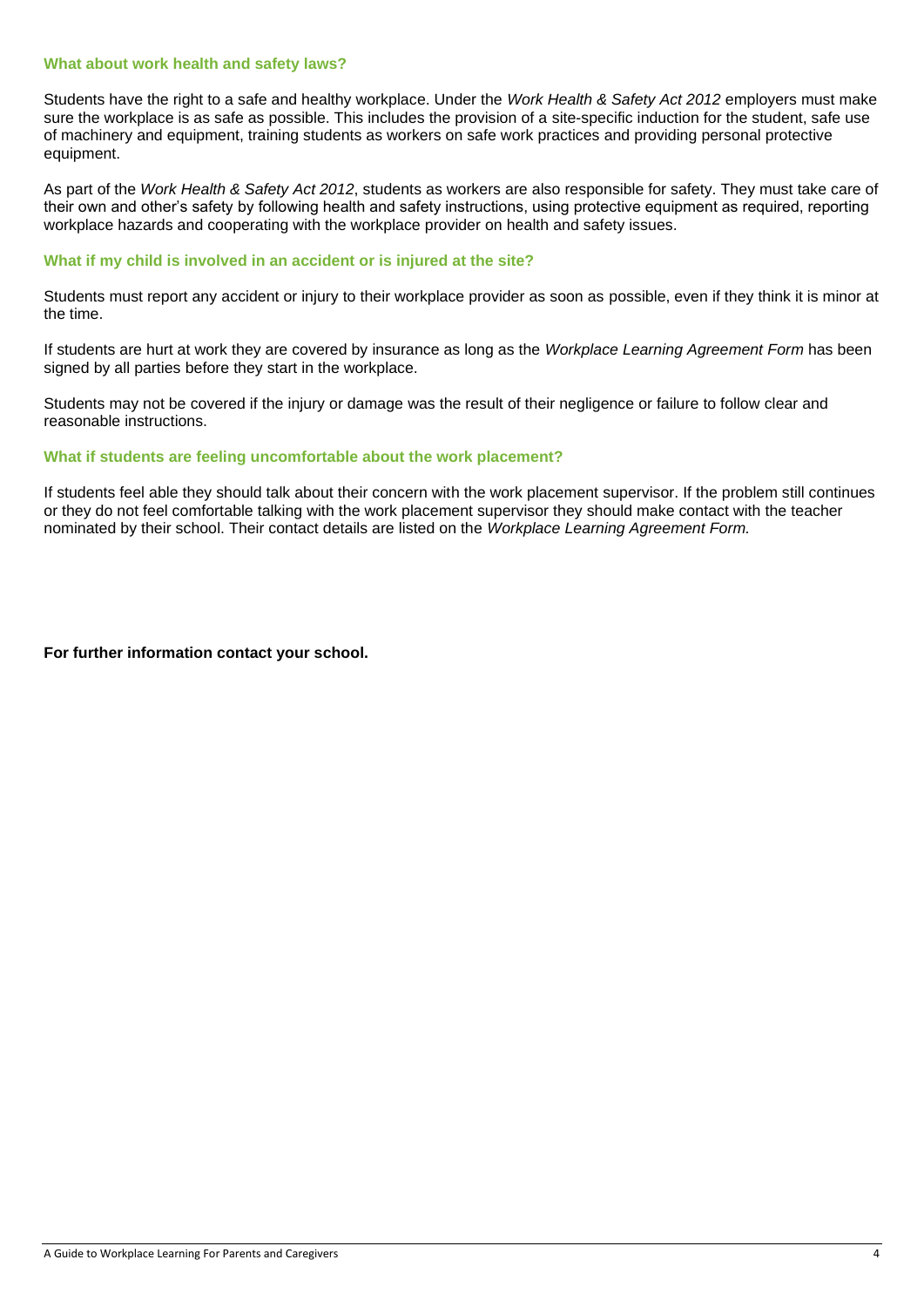### What about work health and safety laws?

Students have the right to a safe and healthy workplace. Under the *Work Health & Safety Act 2012* employers must make sure the workplace is as safe as possible. This includes the provision of a site-specific induction for the student, safe use of machinery and equipment, training students as workers on safe work practices and providing personal protective equipment.

As part of the *Work Health & Safety Act 2012*, students as workers are also responsible for safety. They must take care of their own and other's safety by following health and safety instructions, using protective equipment as required, reporting workplace hazards and cooperating with the workplace provider on health and safety issues.

### What if my child is involved in an accident or is injured at the site?

Students must report any accident or injury to their workplace provider as soon as possible, even if they think it is minor at the time.

If students are hurt at work they are covered by insurance as long as the *Workplace Learning Agreement Form* has been signed by all parties before they start in the workplace.

Students may not be covered if the injury or damage was the result of their negligence or failure to follow clear and reasonable instructions.

### What if students are feeling uncomfortable about the work placement?

If students feel able they should talk about their concern with the work placement supervisor. If the problem still continues or they do not feel comfortable talking with the work placement supervisor they should make contact with the teacher nominated by their school. Their contact details are listed on the *Workplace Learning Agreement Form.*

**For further information contact your school.**